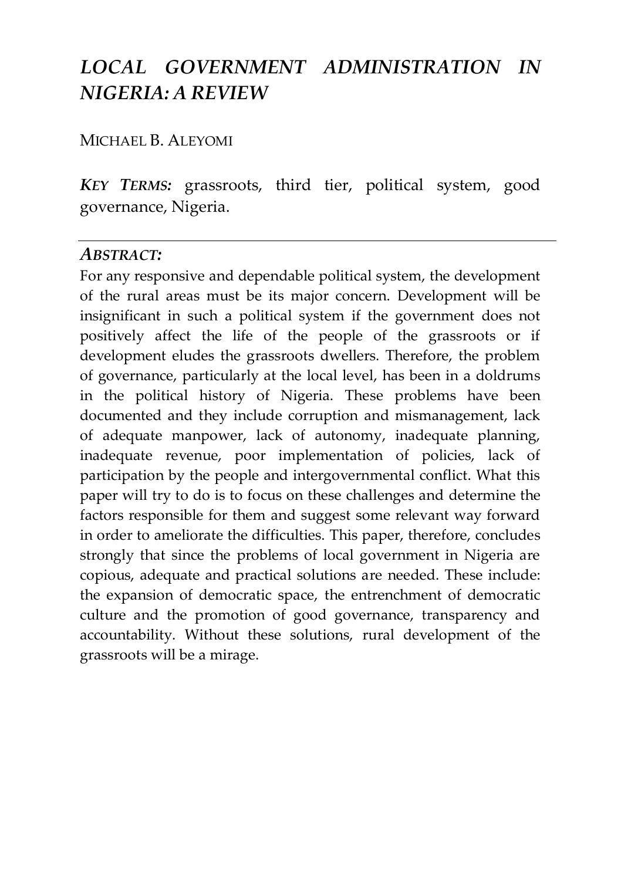# *LOCAL GOVERNMENT ADMINISTRATION IN NIGERIA: A REVIEW*

MICHAEL B. ALEYOMI

***KEY TERMS:*** grassroots, third tier, political system, good governance, Nigeria.

---

***ABSTRACT:***

For any responsive and dependable political system, the development of the rural areas must be its major concern. Development will be insignificant in such a political system if the government does not positively affect the life of the people of the grassroots or if development eludes the grassroots dwellers. Therefore, the problem of governance, particularly at the local level, has been in a doldrums in the political history of Nigeria. These problems have been documented and they include corruption and mismanagement, lack of adequate manpower, lack of autonomy, inadequate planning, inadequate revenue, poor implementation of policies, lack of participation by the people and intergovernmental conflict. What this paper will try to do is to focus on these challenges and determine the factors responsible for them and suggest some relevant way forward in order to ameliorate the difficulties. This paper, therefore, concludes strongly that since the problems of local government in Nigeria are copious, adequate and practical solutions are needed. These include: the expansion of democratic space, the entrenchment of democratic culture and the promotion of good governance, transparency and accountability. Without these solutions, rural development of the grassroots will be a mirage.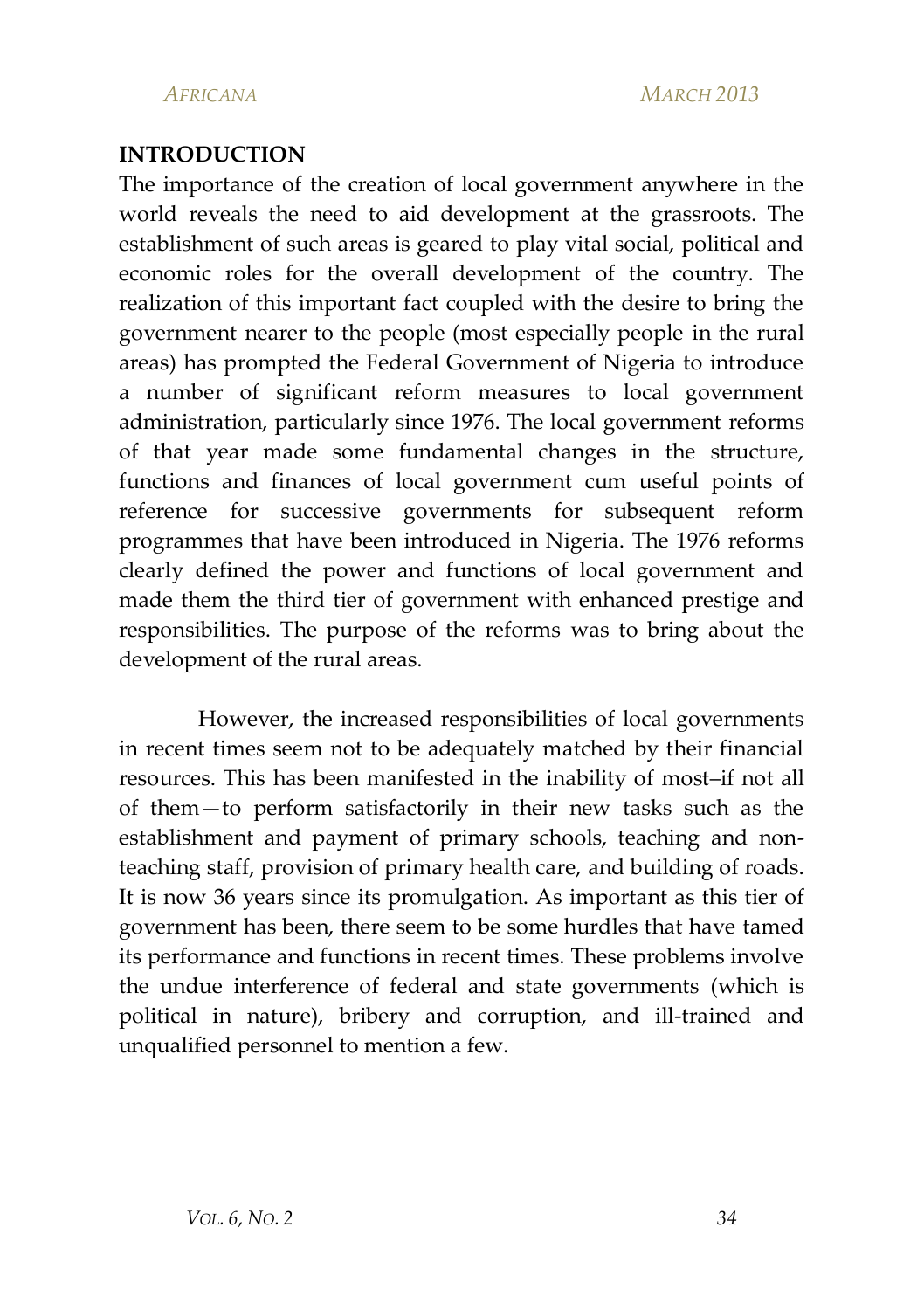## INTRODUCTION

The importance of the creation of local government anywhere in the world reveals the need to aid development at the grassroots. The establishment of such areas is geared to play vital social, political and economic roles for the overall development of the country. The realization of this important fact coupled with the desire to bring the government nearer to the people (most especially people in the rural areas) has prompted the Federal Government of Nigeria to introduce a number of significant reform measures to local government administration, particularly since 1976. The local government reforms of that year made some fundamental changes in the structure, functions and finances of local government cum useful points of reference for successive governments for subsequent reform programmes that have been introduced in Nigeria. The 1976 reforms clearly defined the power and functions of local government and made them the third tier of government with enhanced prestige and responsibilities. The purpose of the reforms was to bring about the development of the rural areas.

However, the increased responsibilities of local governments in recent times seem not to be adequately matched by their financial resources. This has been manifested in the inability of most–if not all of them—to perform satisfactorily in their new tasks such as the establishment and payment of primary schools, teaching and non-teaching staff, provision of primary health care, and building of roads. It is now 36 years since its promulgation. As important as this tier of government has been, there seem to be some hurdles that have tamed its performance and functions in recent times. These problems involve the undue interference of federal and state governments (which is political in nature), bribery and corruption, and ill-trained and unqualified personnel to mention a few.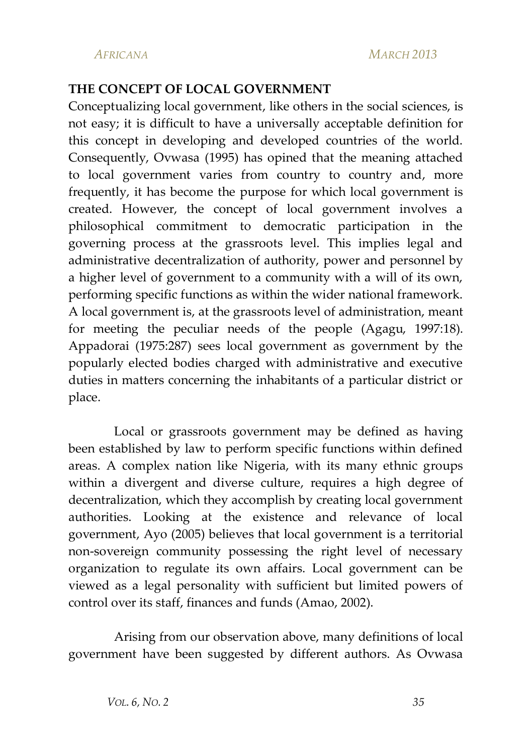## THE CONCEPT OF LOCAL GOVERNMENT

Conceptualizing local government, like others in the social sciences, is not easy; it is difficult to have a universally acceptable definition for this concept in developing and developed countries of the world. Consequently, Ovwasa (1995) has opined that the meaning attached to local government varies from country to country and, more frequently, it has become the purpose for which local government is created. However, the concept of local government involves a philosophical commitment to democratic participation in the governing process at the grassroots level. This implies legal and administrative decentralization of authority, power and personnel by a higher level of government to a community with a will of its own, performing specific functions as within the wider national framework. A local government is, at the grassroots level of administration, meant for meeting the peculiar needs of the people (Agagu, 1997:18). Appadorai (1975:287) sees local government as government by the popularly elected bodies charged with administrative and executive duties in matters concerning the inhabitants of a particular district or place.

Local or grassroots government may be defined as having been established by law to perform specific functions within defined areas. A complex nation like Nigeria, with its many ethnic groups within a divergent and diverse culture, requires a high degree of decentralization, which they accomplish by creating local government authorities. Looking at the existence and relevance of local government, Ayo (2005) believes that local government is a territorial non-sovereign community possessing the right level of necessary organization to regulate its own affairs. Local government can be viewed as a legal personality with sufficient but limited powers of control over its staff, finances and funds (Amao, 2002).

Arising from our observation above, many definitions of local government have been suggested by different authors. As Ovwasa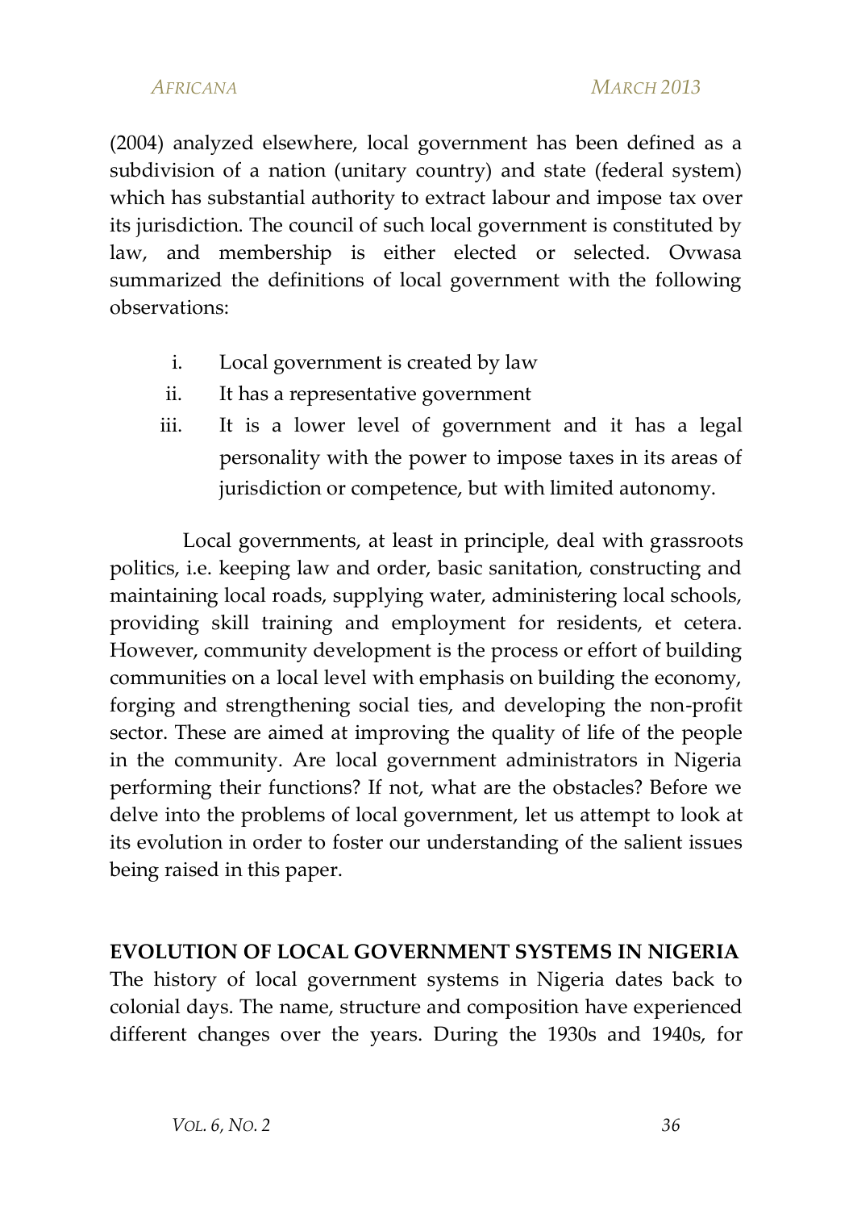(2004) analyzed elsewhere, local government has been defined as a subdivision of a nation (unitary country) and state (federal system) which has substantial authority to extract labour and impose tax over its jurisdiction. The council of such local government is constituted by law, and membership is either elected or selected. Ovwasa summarized the definitions of local government with the following observations:

i. Local government is created by law
ii. It has a representative government
iii. It is a lower level of government and it has a legal personality with the power to impose taxes in its areas of jurisdiction or competence, but with limited autonomy.

Local governments, at least in principle, deal with grassroots politics, i.e. keeping law and order, basic sanitation, constructing and maintaining local roads, supplying water, administering local schools, providing skill training and employment for residents, et cetera. However, community development is the process or effort of building communities on a local level with emphasis on building the economy, forging and strengthening social ties, and developing the non-profit sector. These are aimed at improving the quality of life of the people in the community. Are local government administrators in Nigeria performing their functions? If not, what are the obstacles? Before we delve into the problems of local government, let us attempt to look at its evolution in order to foster our understanding of the salient issues being raised in this paper.

## EVOLUTION OF LOCAL GOVERNMENT SYSTEMS IN NIGERIA

The history of local government systems in Nigeria dates back to colonial days. The name, structure and composition have experienced different changes over the years. During the 1930s and 1940s, for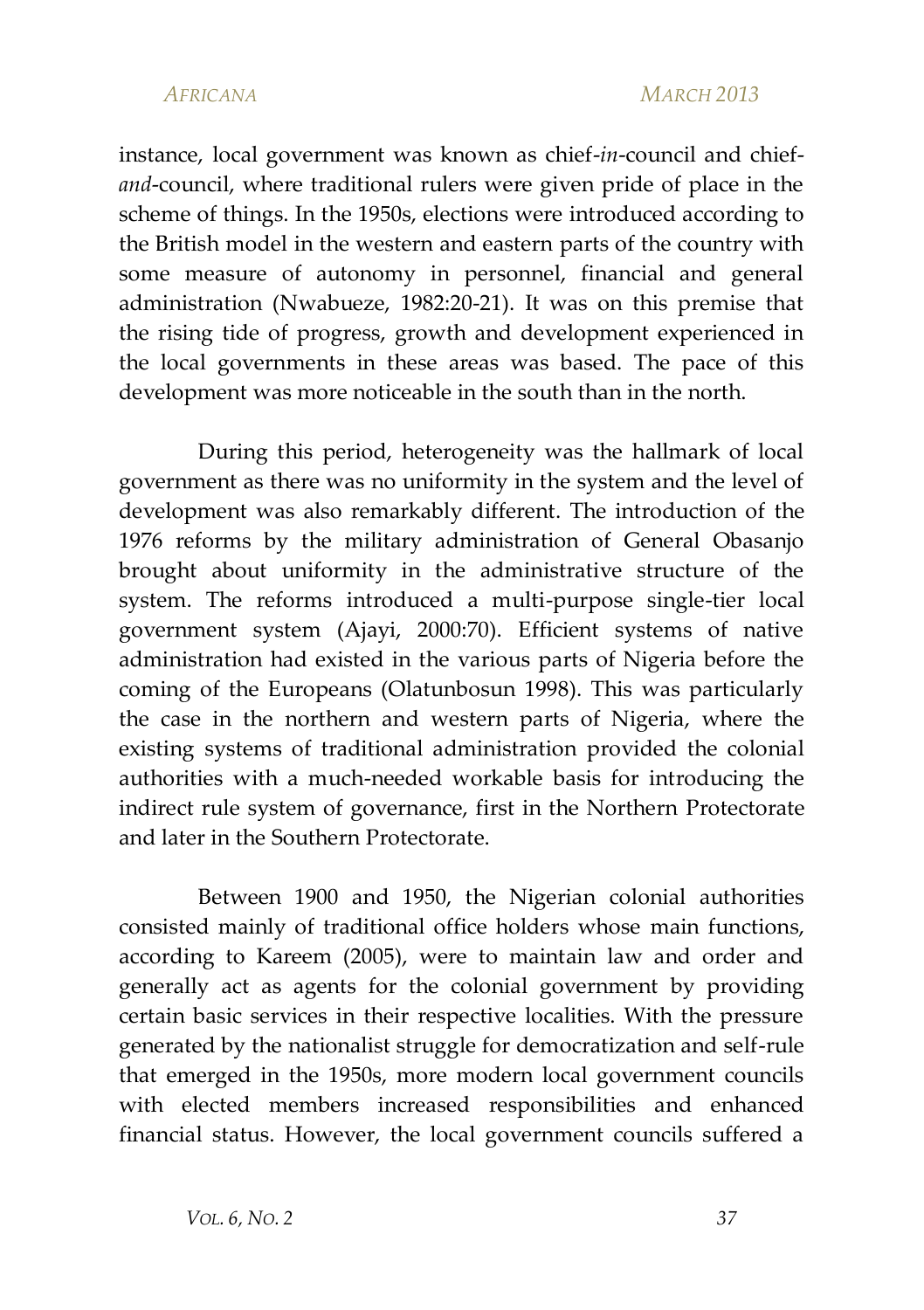instance, local government was known as chief-*in*-council and chief-*and*-council, where traditional rulers were given pride of place in the scheme of things. In the 1950s, elections were introduced according to the British model in the western and eastern parts of the country with some measure of autonomy in personnel, financial and general administration (Nwabueze, 1982:20-21). It was on this premise that the rising tide of progress, growth and development experienced in the local governments in these areas was based. The pace of this development was more noticeable in the south than in the north.

During this period, heterogeneity was the hallmark of local government as there was no uniformity in the system and the level of development was also remarkably different. The introduction of the 1976 reforms by the military administration of General Obasanjo brought about uniformity in the administrative structure of the system. The reforms introduced a multi-purpose single-tier local government system (Ajayi, 2000:70). Efficient systems of native administration had existed in the various parts of Nigeria before the coming of the Europeans (Olatunbosun 1998). This was particularly the case in the northern and western parts of Nigeria, where the existing systems of traditional administration provided the colonial authorities with a much-needed workable basis for introducing the indirect rule system of governance, first in the Northern Protectorate and later in the Southern Protectorate.

Between 1900 and 1950, the Nigerian colonial authorities consisted mainly of traditional office holders whose main functions, according to Kareem (2005), were to maintain law and order and generally act as agents for the colonial government by providing certain basic services in their respective localities. With the pressure generated by the nationalist struggle for democratization and self-rule that emerged in the 1950s, more modern local government councils with elected members increased responsibilities and enhanced financial status. However, the local government councils suffered a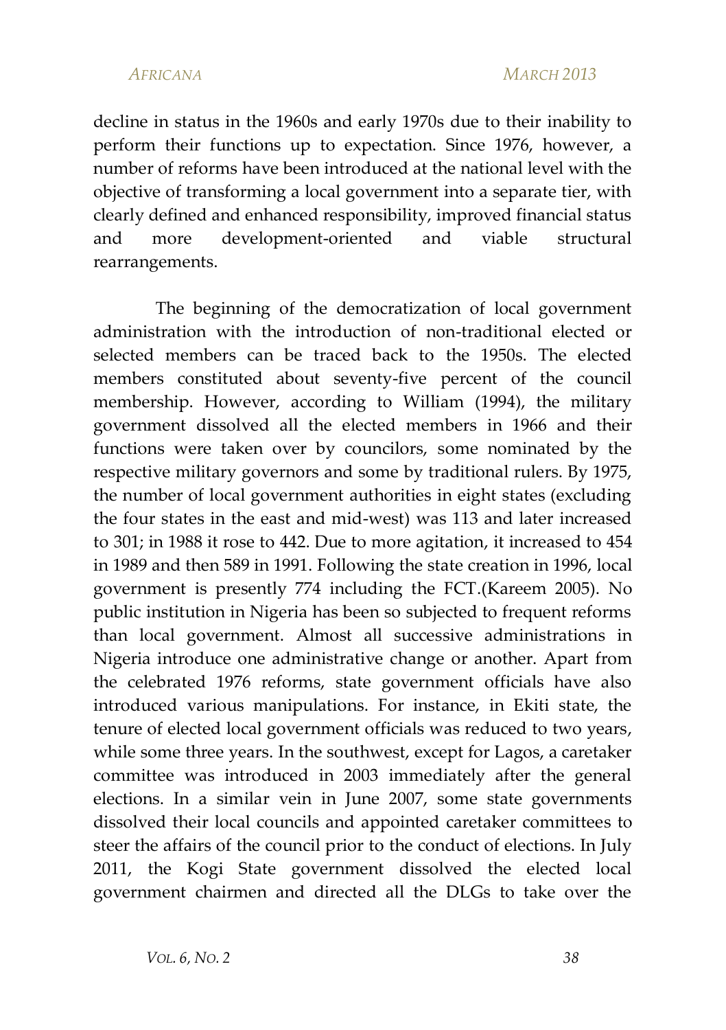decline in status in the 1960s and early 1970s due to their inability to perform their functions up to expectation. Since 1976, however, a number of reforms have been introduced at the national level with the objective of transforming a local government into a separate tier, with clearly defined and enhanced responsibility, improved financial status and more development-oriented and viable structural rearrangements.

The beginning of the democratization of local government administration with the introduction of non-traditional elected or selected members can be traced back to the 1950s. The elected members constituted about seventy-five percent of the council membership. However, according to William (1994), the military government dissolved all the elected members in 1966 and their functions were taken over by councilors, some nominated by the respective military governors and some by traditional rulers. By 1975, the number of local government authorities in eight states (excluding the four states in the east and mid-west) was 113 and later increased to 301; in 1988 it rose to 442. Due to more agitation, it increased to 454 in 1989 and then 589 in 1991. Following the state creation in 1996, local government is presently 774 including the FCT.(Kareem 2005). No public institution in Nigeria has been so subjected to frequent reforms than local government. Almost all successive administrations in Nigeria introduce one administrative change or another. Apart from the celebrated 1976 reforms, state government officials have also introduced various manipulations. For instance, in Ekiti state, the tenure of elected local government officials was reduced to two years, while some three years. In the southwest, except for Lagos, a caretaker committee was introduced in 2003 immediately after the general elections. In a similar vein in June 2007, some state governments dissolved their local councils and appointed caretaker committees to steer the affairs of the council prior to the conduct of elections. In July 2011, the Kogi State government dissolved the elected local government chairmen and directed all the DLGs to take over the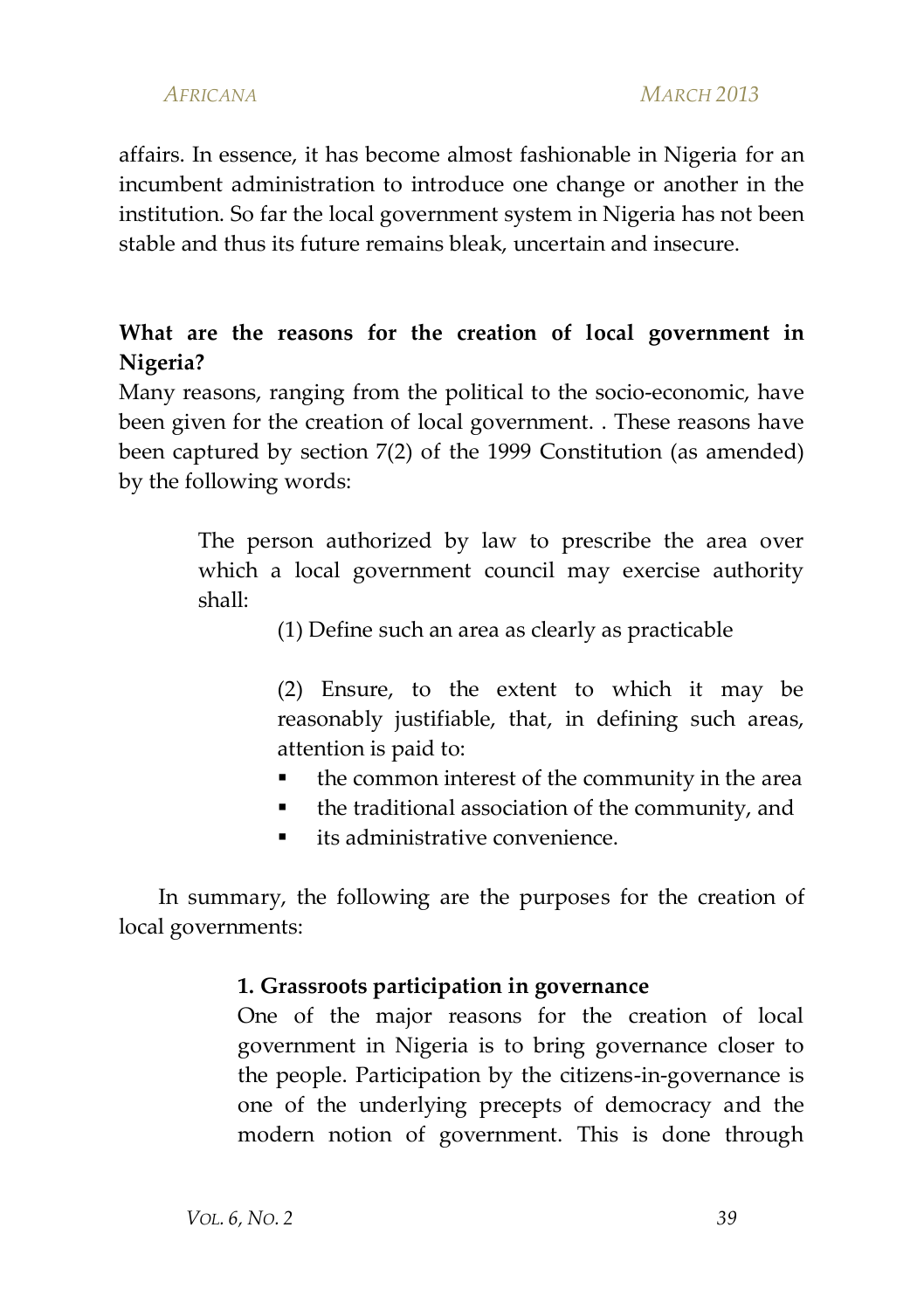affairs. In essence, it has become almost fashionable in Nigeria for an incumbent administration to introduce one change or another in the institution. So far the local government system in Nigeria has not been stable and thus its future remains bleak, uncertain and insecure.

**What are the reasons for the creation of local government in Nigeria?**

Many reasons, ranging from the political to the socio-economic, have been given for the creation of local government. . These reasons have been captured by section 7(2) of the 1999 Constitution (as amended) by the following words:

> The person authorized by law to prescribe the area over which a local government council may exercise authority shall:
>
> (1) Define such an area as clearly as practicable
>
> (2) Ensure, to the extent to which it may be reasonably justifiable, that, in defining such areas, attention is paid to:
>
> - the common interest of the community in the area
> - the traditional association of the community, and
> - its administrative convenience.

In summary, the following are the purposes for the creation of local governments:

> **1. Grassroots participation in governance**
>
> One of the major reasons for the creation of local government in Nigeria is to bring governance closer to the people. Participation by the citizens-in-governance is one of the underlying precepts of democracy and the modern notion of government. This is done through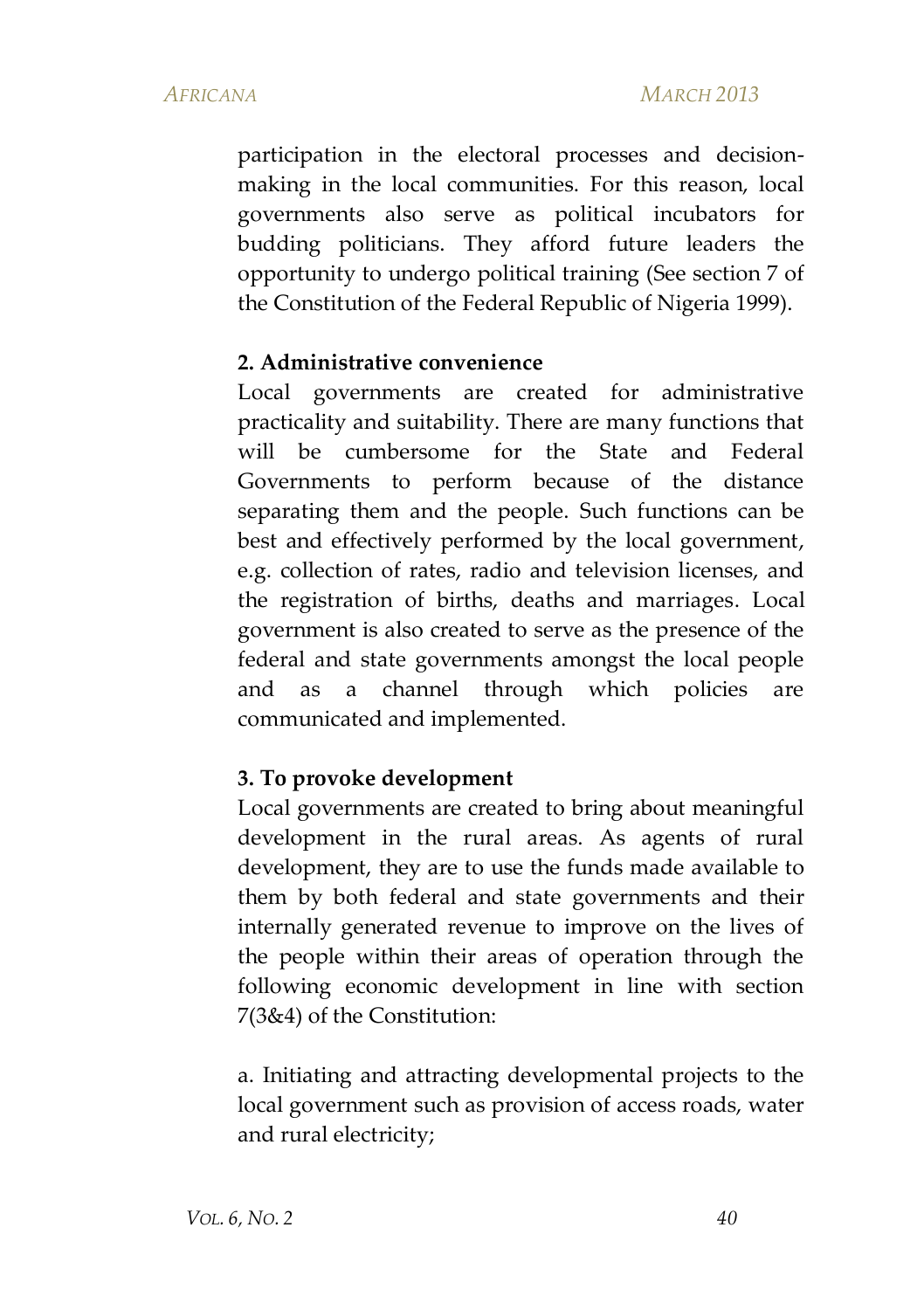participation in the electoral processes and decision-making in the local communities. For this reason, local governments also serve as political incubators for budding politicians. They afford future leaders the opportunity to undergo political training (See section 7 of the Constitution of the Federal Republic of Nigeria 1999).

**2. Administrative convenience**

Local governments are created for administrative practicality and suitability. There are many functions that will be cumbersome for the State and Federal Governments to perform because of the distance separating them and the people. Such functions can be best and effectively performed by the local government, e.g. collection of rates, radio and television licenses, and the registration of births, deaths and marriages. Local government is also created to serve as the presence of the federal and state governments amongst the local people and as a channel through which policies are communicated and implemented.

**3. To provoke development**

Local governments are created to bring about meaningful development in the rural areas. As agents of rural development, they are to use the funds made available to them by both federal and state governments and their internally generated revenue to improve on the lives of the people within their areas of operation through the following economic development in line with section 7(3&4) of the Constitution:

a. Initiating and attracting developmental projects to the local government such as provision of access roads, water and rural electricity;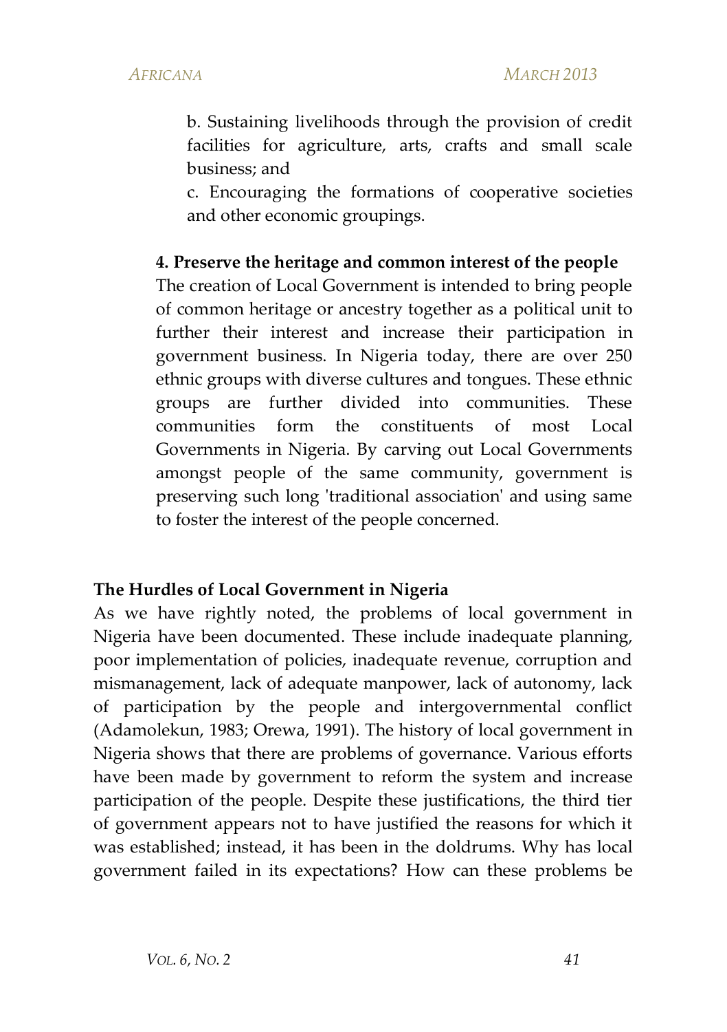b. Sustaining livelihoods through the provision of credit facilities for agriculture, arts, crafts and small scale business; and

c. Encouraging the formations of cooperative societies and other economic groupings.

**4. Preserve the heritage and common interest of the people**

The creation of Local Government is intended to bring people of common heritage or ancestry together as a political unit to further their interest and increase their participation in government business. In Nigeria today, there are over 250 ethnic groups with diverse cultures and tongues. These ethnic groups are further divided into communities. These communities form the constituents of most Local Governments in Nigeria. By carving out Local Governments amongst people of the same community, government is preserving such long 'traditional association' and using same to foster the interest of the people concerned.

## The Hurdles of Local Government in Nigeria

As we have rightly noted, the problems of local government in Nigeria have been documented. These include inadequate planning, poor implementation of policies, inadequate revenue, corruption and mismanagement, lack of adequate manpower, lack of autonomy, lack of participation by the people and intergovernmental conflict (Adamolekun, 1983; Orewa, 1991). The history of local government in Nigeria shows that there are problems of governance. Various efforts have been made by government to reform the system and increase participation of the people. Despite these justifications, the third tier of government appears not to have justified the reasons for which it was established; instead, it has been in the doldrums. Why has local government failed in its expectations? How can these problems be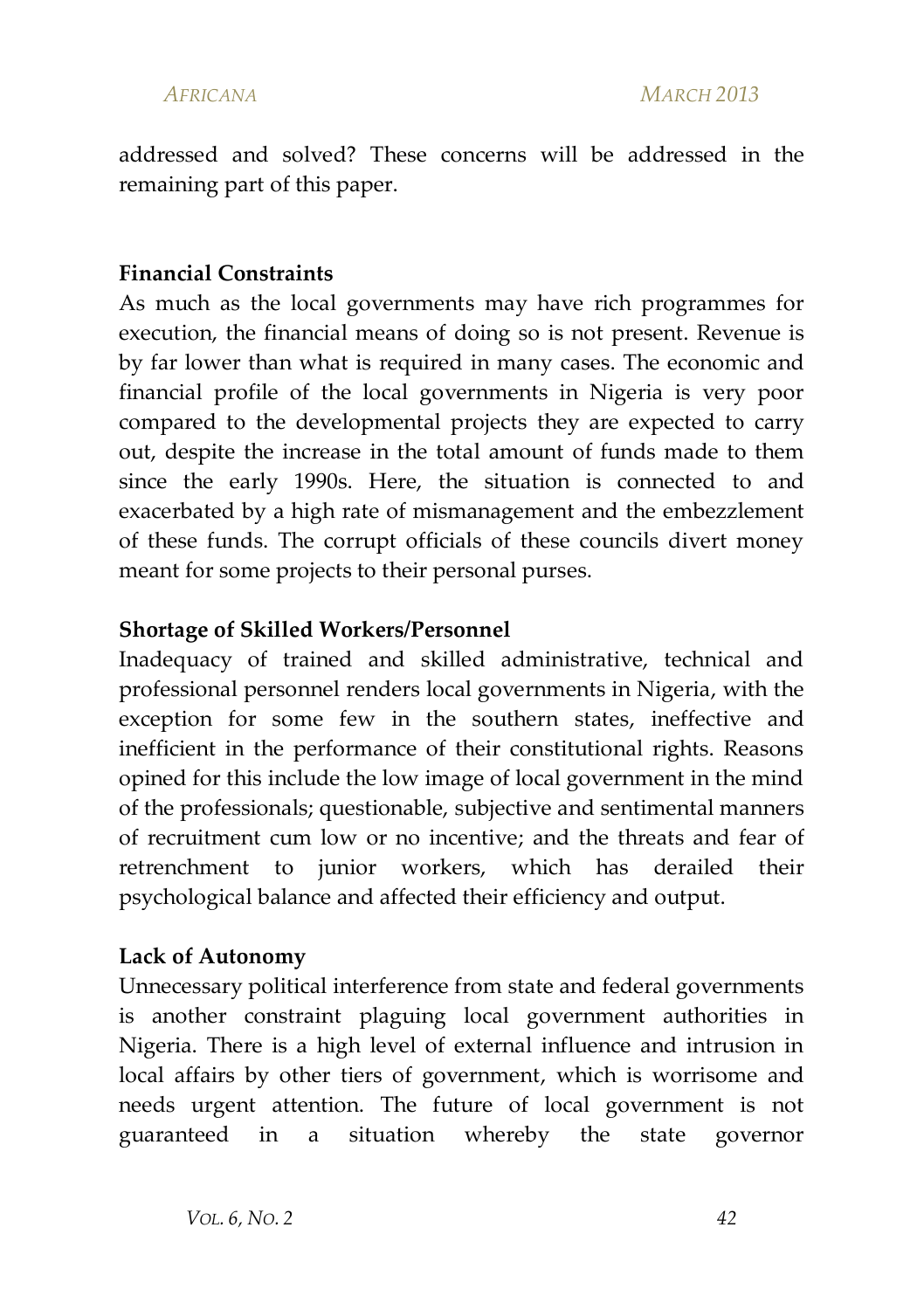addressed and solved? These concerns will be addressed in the remaining part of this paper.

**Financial Constraints**

As much as the local governments may have rich programmes for execution, the financial means of doing so is not present. Revenue is by far lower than what is required in many cases. The economic and financial profile of the local governments in Nigeria is very poor compared to the developmental projects they are expected to carry out, despite the increase in the total amount of funds made to them since the early 1990s. Here, the situation is connected to and exacerbated by a high rate of mismanagement and the embezzlement of these funds. The corrupt officials of these councils divert money meant for some projects to their personal purses.

**Shortage of Skilled Workers/Personnel**

Inadequacy of trained and skilled administrative, technical and professional personnel renders local governments in Nigeria, with the exception for some few in the southern states, ineffective and inefficient in the performance of their constitutional rights. Reasons opined for this include the low image of local government in the mind of the professionals; questionable, subjective and sentimental manners of recruitment cum low or no incentive; and the threats and fear of retrenchment to junior workers, which has derailed their psychological balance and affected their efficiency and output.

**Lack of Autonomy**

Unnecessary political interference from state and federal governments is another constraint plaguing local government authorities in Nigeria. There is a high level of external influence and intrusion in local affairs by other tiers of government, which is worrisome and needs urgent attention. The future of local government is not guaranteed in a situation whereby the state governor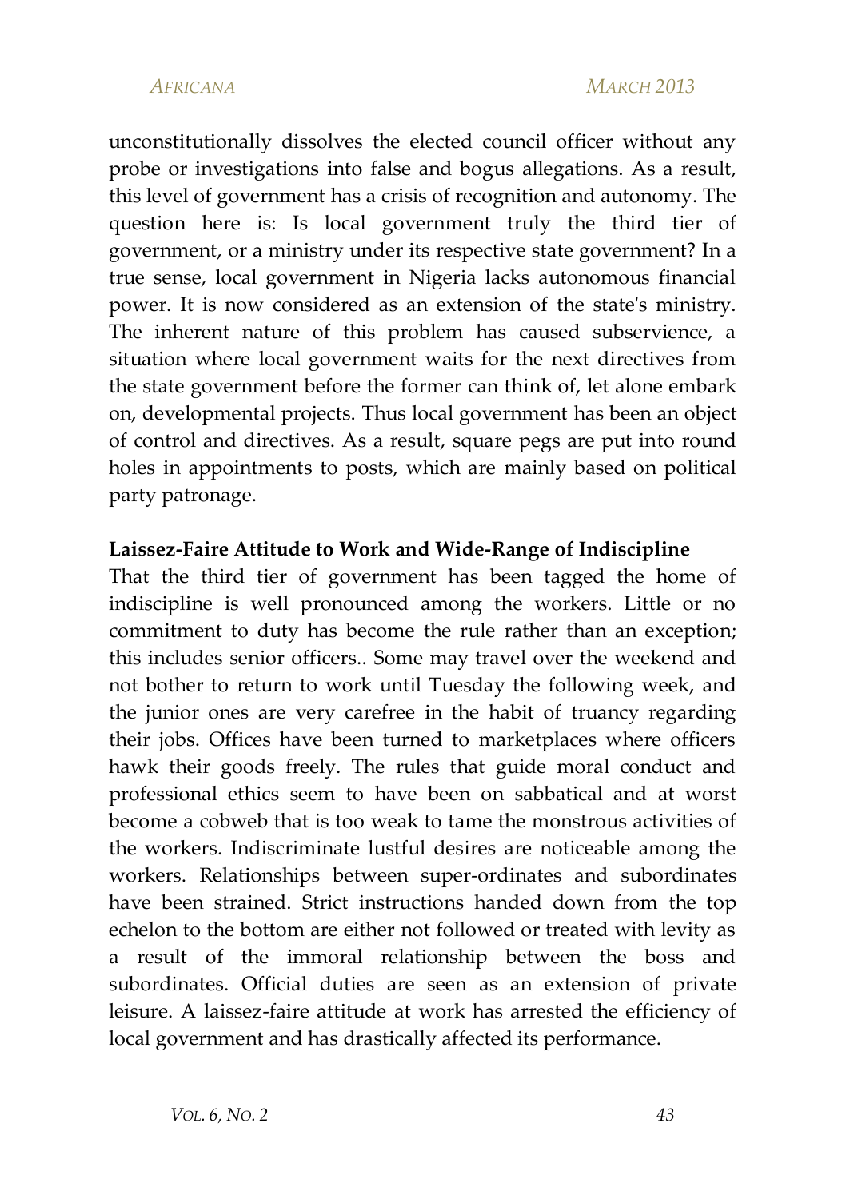unconstitutionally dissolves the elected council officer without any probe or investigations into false and bogus allegations. As a result, this level of government has a crisis of recognition and autonomy. The question here is: Is local government truly the third tier of government, or a ministry under its respective state government? In a true sense, local government in Nigeria lacks autonomous financial power. It is now considered as an extension of the state's ministry. The inherent nature of this problem has caused subservience, a situation where local government waits for the next directives from the state government before the former can think of, let alone embark on, developmental projects. Thus local government has been an object of control and directives. As a result, square pegs are put into round holes in appointments to posts, which are mainly based on political party patronage.

**Laissez-Faire Attitude to Work and Wide-Range of Indiscipline**

That the third tier of government has been tagged the home of indiscipline is well pronounced among the workers. Little or no commitment to duty has become the rule rather than an exception; this includes senior officers.. Some may travel over the weekend and not bother to return to work until Tuesday the following week, and the junior ones are very carefree in the habit of truancy regarding their jobs. Offices have been turned to marketplaces where officers hawk their goods freely. The rules that guide moral conduct and professional ethics seem to have been on sabbatical and at worst become a cobweb that is too weak to tame the monstrous activities of the workers. Indiscriminate lustful desires are noticeable among the workers. Relationships between super-ordinates and subordinates have been strained. Strict instructions handed down from the top echelon to the bottom are either not followed or treated with levity as a result of the immoral relationship between the boss and subordinates. Official duties are seen as an extension of private leisure. A laissez-faire attitude at work has arrested the efficiency of local government and has drastically affected its performance.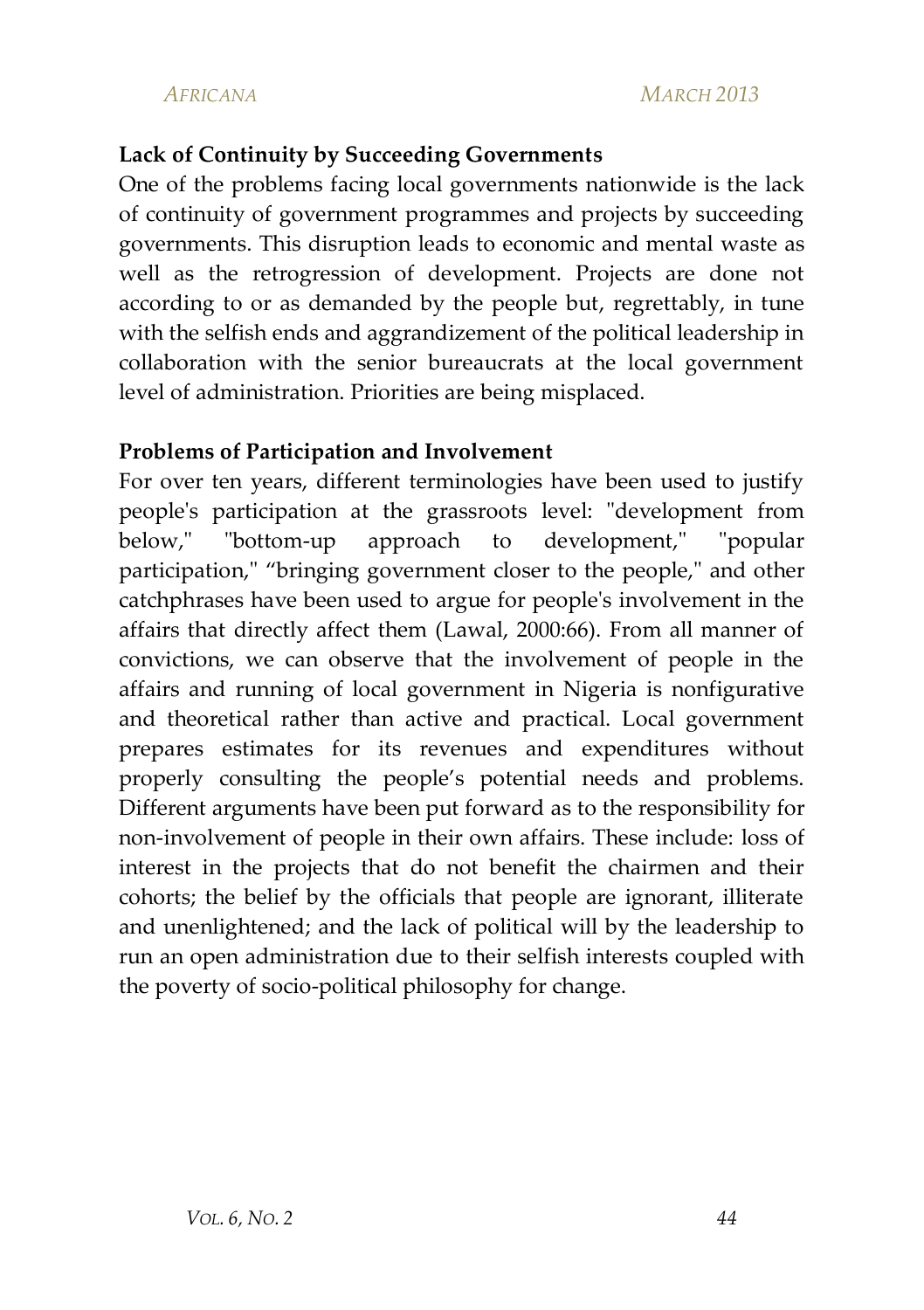**Lack of Continuity by Succeeding Governments**

One of the problems facing local governments nationwide is the lack of continuity of government programmes and projects by succeeding governments. This disruption leads to economic and mental waste as well as the retrogression of development. Projects are done not according to or as demanded by the people but, regrettably, in tune with the selfish ends and aggrandizement of the political leadership in collaboration with the senior bureaucrats at the local government level of administration. Priorities are being misplaced.

**Problems of Participation and Involvement**

For over ten years, different terminologies have been used to justify people's participation at the grassroots level: "development from below," "bottom-up approach to development," "popular participation," "bringing government closer to the people," and other catchphrases have been used to argue for people's involvement in the affairs that directly affect them (Lawal, 2000:66). From all manner of convictions, we can observe that the involvement of people in the affairs and running of local government in Nigeria is nonfigurative and theoretical rather than active and practical. Local government prepares estimates for its revenues and expenditures without properly consulting the people's potential needs and problems. Different arguments have been put forward as to the responsibility for non-involvement of people in their own affairs. These include: loss of interest in the projects that do not benefit the chairmen and their cohorts; the belief by the officials that people are ignorant, illiterate and unenlightened; and the lack of political will by the leadership to run an open administration due to their selfish interests coupled with the poverty of socio-political philosophy for change.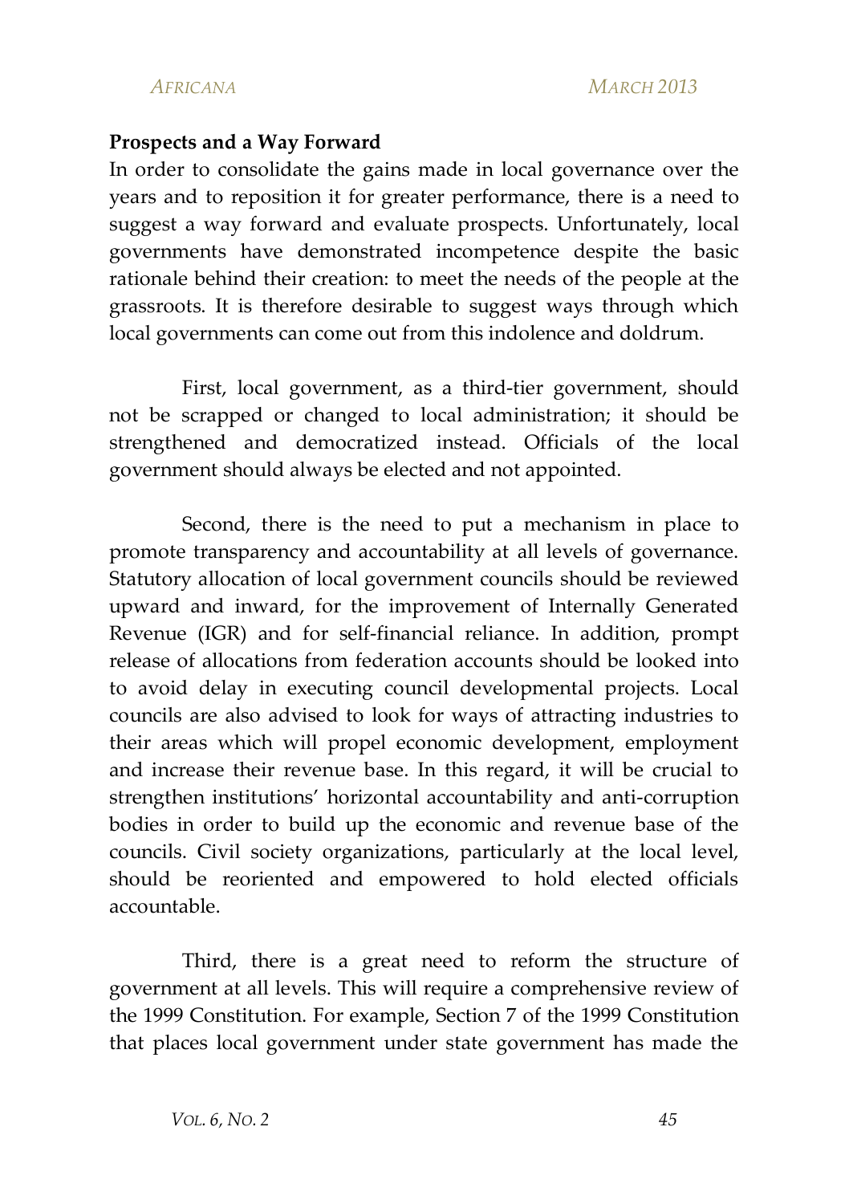**Prospects and a Way Forward**

In order to consolidate the gains made in local governance over the years and to reposition it for greater performance, there is a need to suggest a way forward and evaluate prospects. Unfortunately, local governments have demonstrated incompetence despite the basic rationale behind their creation: to meet the needs of the people at the grassroots. It is therefore desirable to suggest ways through which local governments can come out from this indolence and doldrum.

First, local government, as a third-tier government, should not be scrapped or changed to local administration; it should be strengthened and democratized instead. Officials of the local government should always be elected and not appointed.

Second, there is the need to put a mechanism in place to promote transparency and accountability at all levels of governance. Statutory allocation of local government councils should be reviewed upward and inward, for the improvement of Internally Generated Revenue (IGR) and for self-financial reliance. In addition, prompt release of allocations from federation accounts should be looked into to avoid delay in executing council developmental projects. Local councils are also advised to look for ways of attracting industries to their areas which will propel economic development, employment and increase their revenue base. In this regard, it will be crucial to strengthen institutions' horizontal accountability and anti-corruption bodies in order to build up the economic and revenue base of the councils. Civil society organizations, particularly at the local level, should be reoriented and empowered to hold elected officials accountable.

Third, there is a great need to reform the structure of government at all levels. This will require a comprehensive review of the 1999 Constitution. For example, Section 7 of the 1999 Constitution that places local government under state government has made the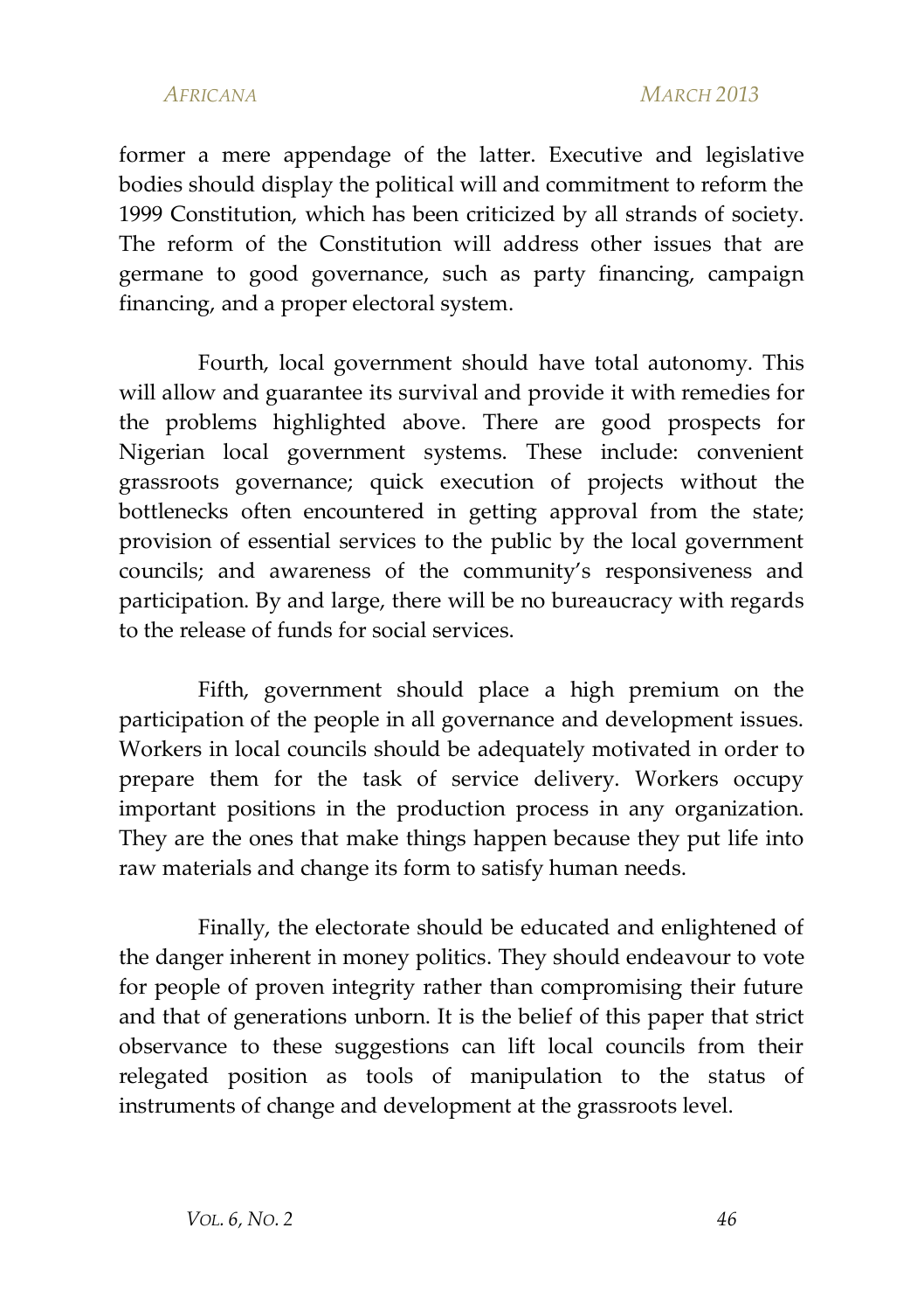former a mere appendage of the latter. Executive and legislative bodies should display the political will and commitment to reform the 1999 Constitution, which has been criticized by all strands of society. The reform of the Constitution will address other issues that are germane to good governance, such as party financing, campaign financing, and a proper electoral system.

Fourth, local government should have total autonomy. This will allow and guarantee its survival and provide it with remedies for the problems highlighted above. There are good prospects for Nigerian local government systems. These include: convenient grassroots governance; quick execution of projects without the bottlenecks often encountered in getting approval from the state; provision of essential services to the public by the local government councils; and awareness of the community's responsiveness and participation. By and large, there will be no bureaucracy with regards to the release of funds for social services.

Fifth, government should place a high premium on the participation of the people in all governance and development issues. Workers in local councils should be adequately motivated in order to prepare them for the task of service delivery. Workers occupy important positions in the production process in any organization. They are the ones that make things happen because they put life into raw materials and change its form to satisfy human needs.

Finally, the electorate should be educated and enlightened of the danger inherent in money politics. They should endeavour to vote for people of proven integrity rather than compromising their future and that of generations unborn. It is the belief of this paper that strict observance to these suggestions can lift local councils from their relegated position as tools of manipulation to the status of instruments of change and development at the grassroots level.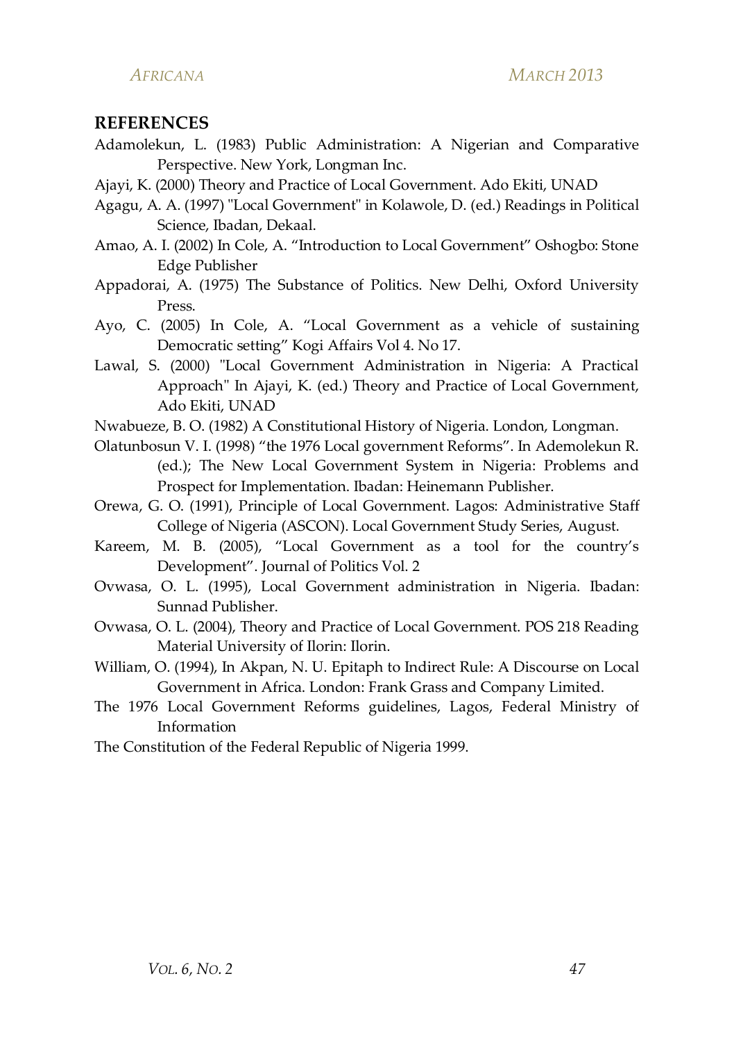## REFERENCES

Adamolekun, L. (1983) Public Administration: A Nigerian and Comparative Perspective. New York, Longman Inc.

Ajayi, K. (2000) Theory and Practice of Local Government. Ado Ekiti, UNAD

Agagu, A. A. (1997) "Local Government" in Kolawole, D. (ed.) Readings in Political Science, Ibadan, Dekaal.

Amao, A. I. (2002) In Cole, A. "Introduction to Local Government" Oshogbo: Stone Edge Publisher

Appadorai, A. (1975) The Substance of Politics. New Delhi, Oxford University Press.

Ayo, C. (2005) In Cole, A. "Local Government as a vehicle of sustaining Democratic setting" Kogi Affairs Vol 4. No 17.

Lawal, S. (2000) "Local Government Administration in Nigeria: A Practical Approach" In Ajayi, K. (ed.) Theory and Practice of Local Government, Ado Ekiti, UNAD

Nwabueze, B. O. (1982) A Constitutional History of Nigeria. London, Longman.

Olatunbosun V. I. (1998) "the 1976 Local government Reforms". In Ademolekun R. (ed.); The New Local Government System in Nigeria: Problems and Prospect for Implementation. Ibadan: Heinemann Publisher.

Orewa, G. O. (1991), Principle of Local Government. Lagos: Administrative Staff College of Nigeria (ASCON). Local Government Study Series, August.

Kareem, M. B. (2005), "Local Government as a tool for the country's Development". Journal of Politics Vol. 2

Ovwasa, O. L. (1995), Local Government administration in Nigeria. Ibadan: Sunnad Publisher.

Ovwasa, O. L. (2004), Theory and Practice of Local Government. POS 218 Reading Material University of Ilorin: Ilorin.

William, O. (1994), In Akpan, N. U. Epitaph to Indirect Rule: A Discourse on Local Government in Africa. London: Frank Grass and Company Limited.

The 1976 Local Government Reforms guidelines, Lagos, Federal Ministry of Information

The Constitution of the Federal Republic of Nigeria 1999.